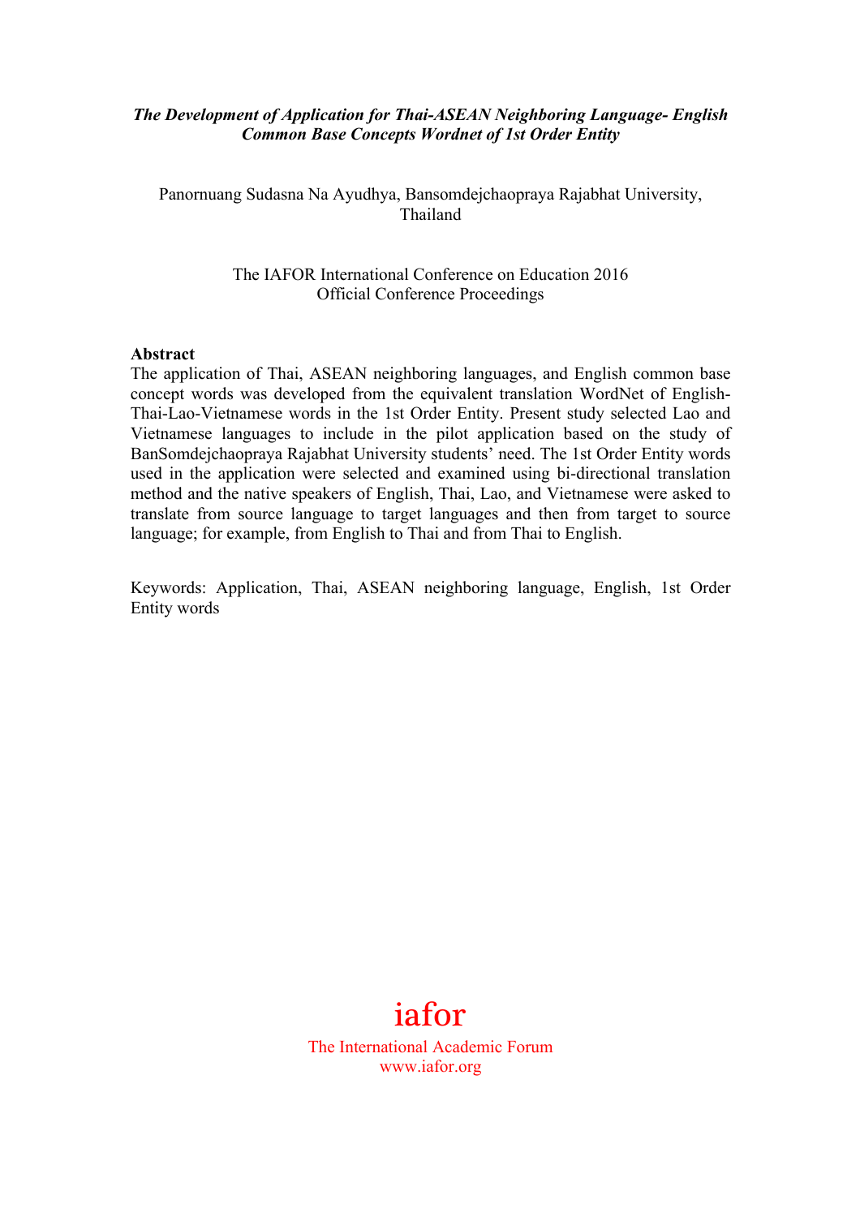***The Development of Application for Thai-ASEAN Neighboring Language- English Common Base Concepts Wordnet of 1st Order Entity***

Panornuang Sudasna Na Ayudhya, Bansomdejchaopraya Rajabhat University, Thailand

The IAFOR International Conference on Education 2016
Official Conference Proceedings

**Abstract**

The application of Thai, ASEAN neighboring languages, and English common base concept words was developed from the equivalent translation WordNet of English-Thai-Lao-Vietnamese words in the 1st Order Entity. Present study selected Lao and Vietnamese languages to include in the pilot application based on the study of BanSomdejchaopraya Rajabhat University students' need. The 1st Order Entity words used in the application were selected and examined using bi-directional translation method and the native speakers of English, Thai, Lao, and Vietnamese were asked to translate from source language to target languages and then from target to source language; for example, from English to Thai and from Thai to English.

Keywords: Application, Thai, ASEAN neighboring language, English, 1st Order Entity words

iafor
The International Academic Forum
www.iafor.org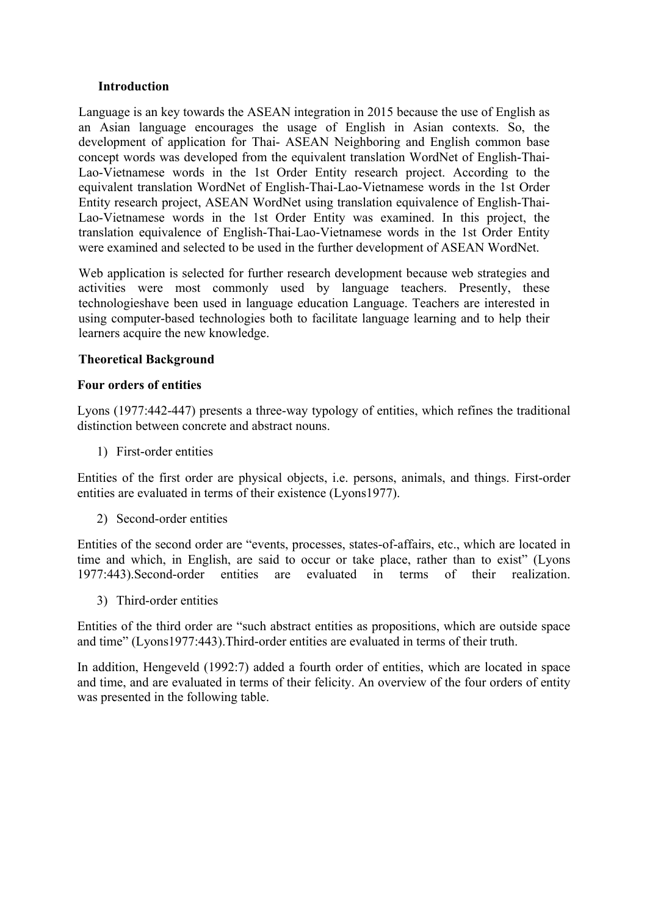## Introduction

Language is an key towards the ASEAN integration in 2015 because the use of English as an Asian language encourages the usage of English in Asian contexts. So, the development of application for Thai- ASEAN Neighboring and English common base concept words was developed from the equivalent translation WordNet of English-Thai-Lao-Vietnamese words in the 1st Order Entity research project. According to the equivalent translation WordNet of English-Thai-Lao-Vietnamese words in the 1st Order Entity research project, ASEAN WordNet using translation equivalence of English-Thai-Lao-Vietnamese words in the 1st Order Entity was examined. In this project, the translation equivalence of English-Thai-Lao-Vietnamese words in the 1st Order Entity were examined and selected to be used in the further development of ASEAN WordNet.

Web application is selected for further research development because web strategies and activities were most commonly used by language teachers. Presently, these technologieshave been used in language education Language. Teachers are interested in using computer-based technologies both to facilitate language learning and to help their learners acquire the new knowledge.

## Theoretical Background

### Four orders of entities

Lyons (1977:442-447) presents a three-way typology of entities, which refines the traditional distinction between concrete and abstract nouns.

1) First-order entities

Entities of the first order are physical objects, i.e. persons, animals, and things. First-order entities are evaluated in terms of their existence (Lyons1977).

2) Second-order entities

Entities of the second order are "events, processes, states-of-affairs, etc., which are located in time and which, in English, are said to occur or take place, rather than to exist" (Lyons 1977:443).Second-order entities are evaluated in terms of their realization.

3) Third-order entities

Entities of the third order are "such abstract entities as propositions, which are outside space and time" (Lyons1977:443).Third-order entities are evaluated in terms of their truth.

In addition, Hengeveld (1992:7) added a fourth order of entities, which are located in space and time, and are evaluated in terms of their felicity. An overview of the four orders of entity was presented in the following table.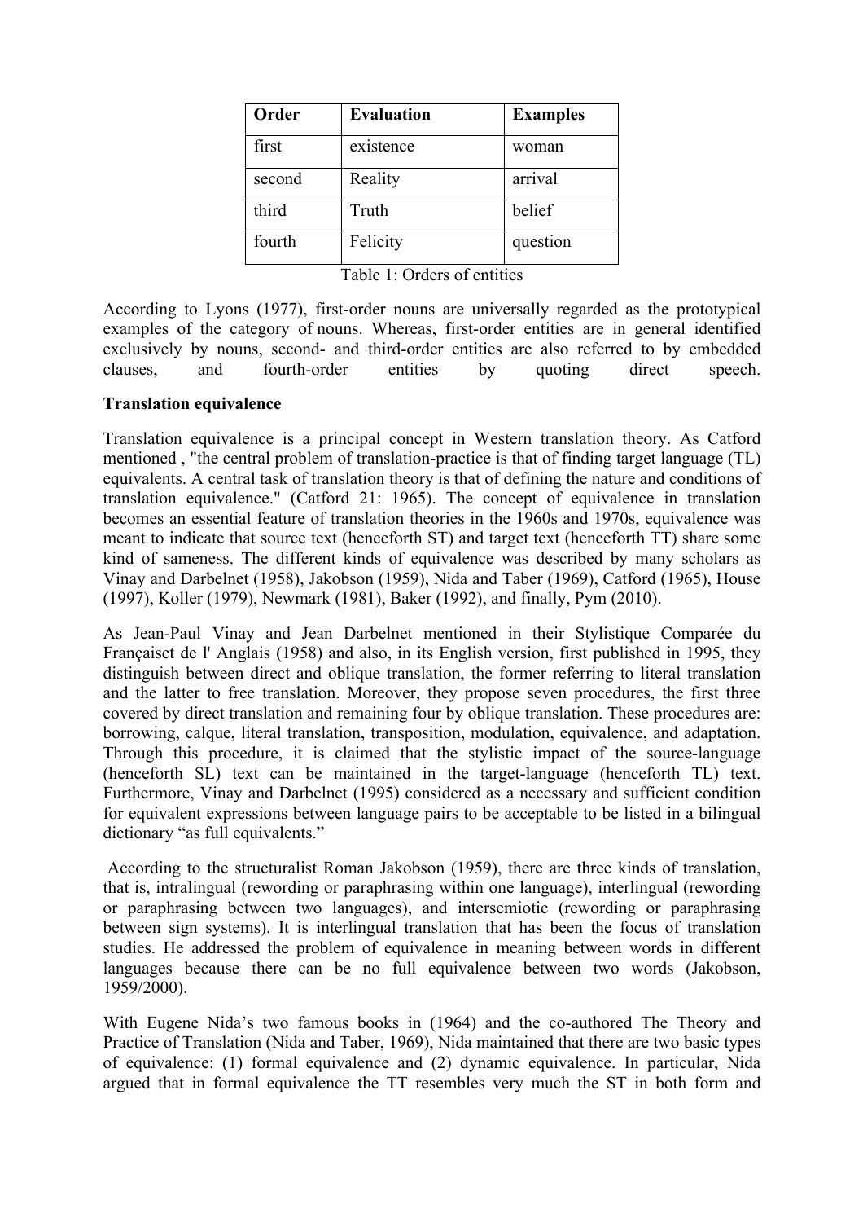| Order | Evaluation | Examples |
| --- | --- | --- |
| first | existence | woman |
| second | Reality | arrival |
| third | Truth | belief |
| fourth | Felicity | question |

Table 1: Orders of entities

According to Lyons (1977), first-order nouns are universally regarded as the prototypical examples of the category of nouns. Whereas, first-order entities are in general identified exclusively by nouns, second- and third-order entities are also referred to by embedded clauses, and fourth-order entities by quoting direct speech.

**Translation equivalence**

Translation equivalence is a principal concept in Western translation theory. As Catford mentioned , "the central problem of translation-practice is that of finding target language (TL) equivalents. A central task of translation theory is that of defining the nature and conditions of translation equivalence." (Catford 21: 1965). The concept of equivalence in translation becomes an essential feature of translation theories in the 1960s and 1970s, equivalence was meant to indicate that source text (henceforth ST) and target text (henceforth TT) share some kind of sameness. The different kinds of equivalence was described by many scholars as Vinay and Darbelnet (1958), Jakobson (1959), Nida and Taber (1969), Catford (1965), House (1997), Koller (1979), Newmark (1981), Baker (1992), and finally, Pym (2010).

As Jean-Paul Vinay and Jean Darbelnet mentioned in their Stylistique Comparée du Françaiset de l' Anglais (1958) and also, in its English version, first published in 1995, they distinguish between direct and oblique translation, the former referring to literal translation and the latter to free translation. Moreover, they propose seven procedures, the first three covered by direct translation and remaining four by oblique translation. These procedures are: borrowing, calque, literal translation, transposition, modulation, equivalence, and adaptation. Through this procedure, it is claimed that the stylistic impact of the source-language (henceforth SL) text can be maintained in the target-language (henceforth TL) text. Furthermore, Vinay and Darbelnet (1995) considered as a necessary and sufficient condition for equivalent expressions between language pairs to be acceptable to be listed in a bilingual dictionary “as full equivalents.”

According to the structuralist Roman Jakobson (1959), there are three kinds of translation, that is, intralingual (rewording or paraphrasing within one language), interlingual (rewording or paraphrasing between two languages), and intersemiotic (rewording or paraphrasing between sign systems). It is interlingual translation that has been the focus of translation studies. He addressed the problem of equivalence in meaning between words in different languages because there can be no full equivalence between two words (Jakobson, 1959/2000).

With Eugene Nida’s two famous books in (1964) and the co-authored The Theory and Practice of Translation (Nida and Taber, 1969), Nida maintained that there are two basic types of equivalence: (1) formal equivalence and (2) dynamic equivalence. In particular, Nida argued that in formal equivalence the TT resembles very much the ST in both form and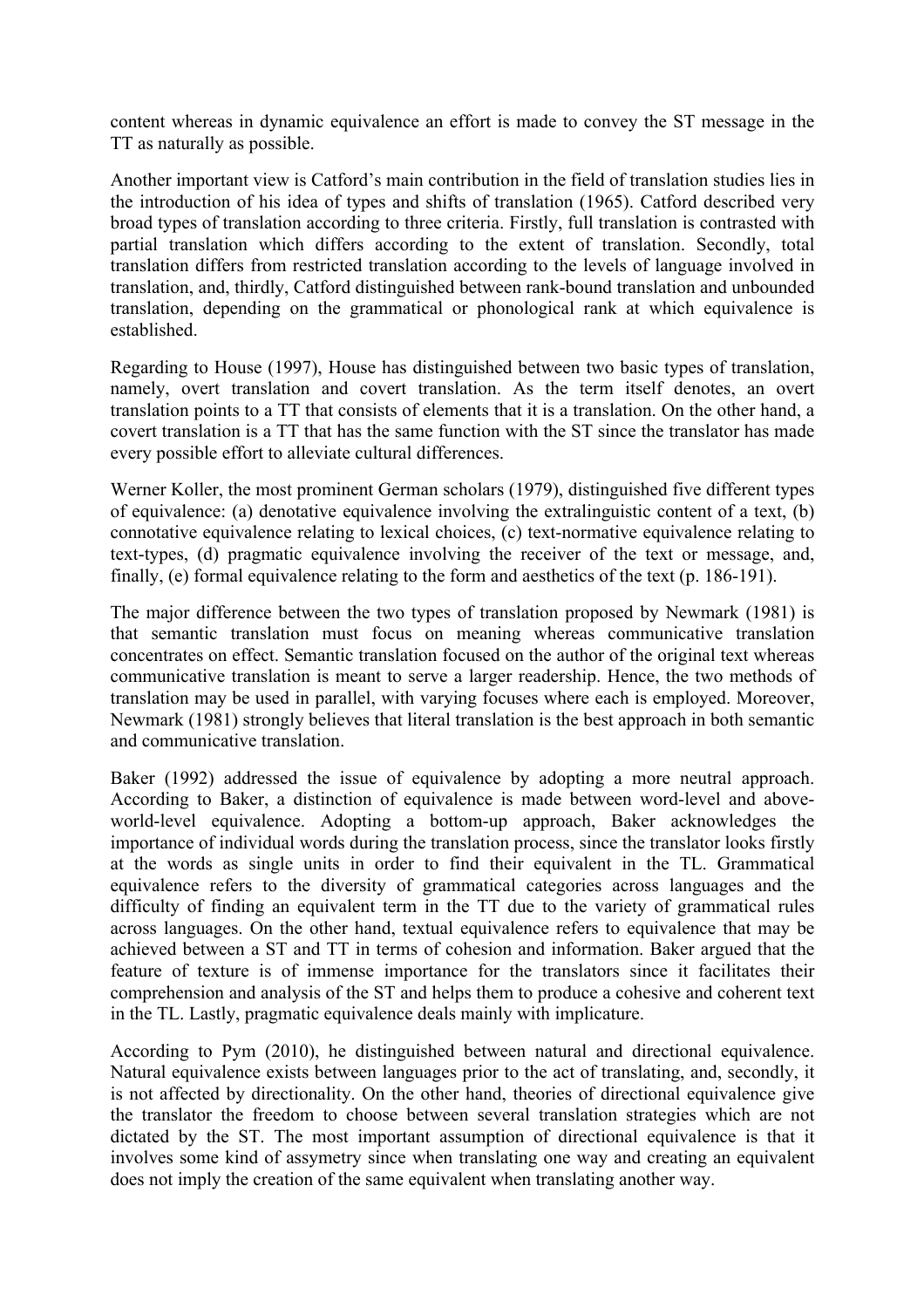content whereas in dynamic equivalence an effort is made to convey the ST message in the TT as naturally as possible.

Another important view is Catford's main contribution in the field of translation studies lies in the introduction of his idea of types and shifts of translation (1965). Catford described very broad types of translation according to three criteria. Firstly, full translation is contrasted with partial translation which differs according to the extent of translation. Secondly, total translation differs from restricted translation according to the levels of language involved in translation, and, thirdly, Catford distinguished between rank-bound translation and unbounded translation, depending on the grammatical or phonological rank at which equivalence is established.

Regarding to House (1997), House has distinguished between two basic types of translation, namely, overt translation and covert translation. As the term itself denotes, an overt translation points to a TT that consists of elements that it is a translation. On the other hand, a covert translation is a TT that has the same function with the ST since the translator has made every possible effort to alleviate cultural differences.

Werner Koller, the most prominent German scholars (1979), distinguished five different types of equivalence: (a) denotative equivalence involving the extralinguistic content of a text, (b) connotative equivalence relating to lexical choices, (c) text-normative equivalence relating to text-types, (d) pragmatic equivalence involving the receiver of the text or message, and, finally, (e) formal equivalence relating to the form and aesthetics of the text (p. 186-191).

The major difference between the two types of translation proposed by Newmark (1981) is that semantic translation must focus on meaning whereas communicative translation concentrates on effect. Semantic translation focused on the author of the original text whereas communicative translation is meant to serve a larger readership. Hence, the two methods of translation may be used in parallel, with varying focuses where each is employed. Moreover, Newmark (1981) strongly believes that literal translation is the best approach in both semantic and communicative translation.

Baker (1992) addressed the issue of equivalence by adopting a more neutral approach. According to Baker, a distinction of equivalence is made between word-level and above-world-level equivalence. Adopting a bottom-up approach, Baker acknowledges the importance of individual words during the translation process, since the translator looks firstly at the words as single units in order to find their equivalent in the TL. Grammatical equivalence refers to the diversity of grammatical categories across languages and the difficulty of finding an equivalent term in the TT due to the variety of grammatical rules across languages. On the other hand, textual equivalence refers to equivalence that may be achieved between a ST and TT in terms of cohesion and information. Baker argued that the feature of texture is of immense importance for the translators since it facilitates their comprehension and analysis of the ST and helps them to produce a cohesive and coherent text in the TL. Lastly, pragmatic equivalence deals mainly with implicature.

According to Pym (2010), he distinguished between natural and directional equivalence. Natural equivalence exists between languages prior to the act of translating, and, secondly, it is not affected by directionality. On the other hand, theories of directional equivalence give the translator the freedom to choose between several translation strategies which are not dictated by the ST. The most important assumption of directional equivalence is that it involves some kind of assymetry since when translating one way and creating an equivalent does not imply the creation of the same equivalent when translating another way.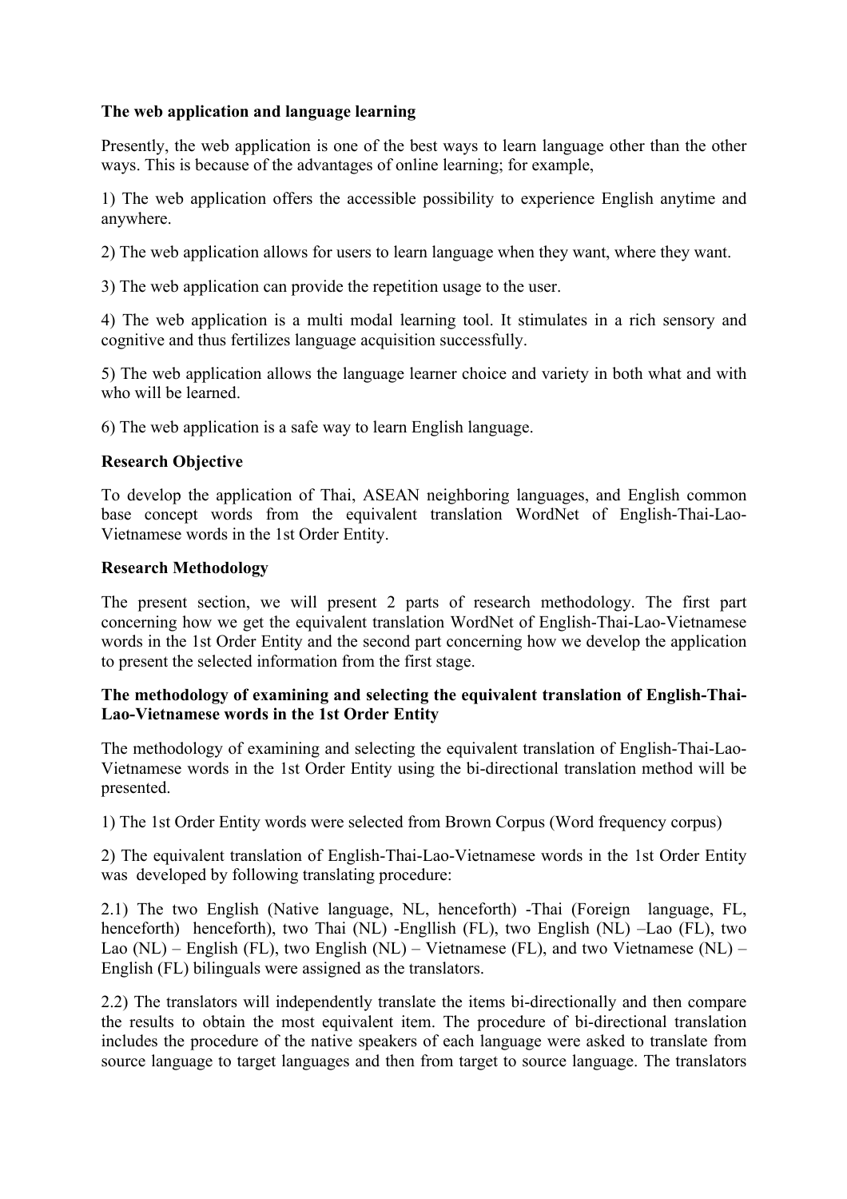**The web application and language learning**

Presently, the web application is one of the best ways to learn language other than the other ways. This is because of the advantages of online learning; for example,

1) The web application offers the accessible possibility to experience English anytime and anywhere.

2) The web application allows for users to learn language when they want, where they want.

3) The web application can provide the repetition usage to the user.

4) The web application is a multi modal learning tool. It stimulates in a rich sensory and cognitive and thus fertilizes language acquisition successfully.

5) The web application allows the language learner choice and variety in both what and with who will be learned.

6) The web application is a safe way to learn English language.

**Research Objective**

To develop the application of Thai, ASEAN neighboring languages, and English common base concept words from the equivalent translation WordNet of English-Thai-Lao-Vietnamese words in the 1st Order Entity.

**Research Methodology**

The present section, we will present 2 parts of research methodology. The first part concerning how we get the equivalent translation WordNet of English-Thai-Lao-Vietnamese words in the 1st Order Entity and the second part concerning how we develop the application to present the selected information from the first stage.

**The methodology of examining and selecting the equivalent translation of English-Thai-Lao-Vietnamese words in the 1st Order Entity**

The methodology of examining and selecting the equivalent translation of English-Thai-Lao-Vietnamese words in the 1st Order Entity using the bi-directional translation method will be presented.

1) The 1st Order Entity words were selected from Brown Corpus (Word frequency corpus)

2) The equivalent translation of English-Thai-Lao-Vietnamese words in the 1st Order Entity was developed by following translating procedure:

2.1) The two English (Native language, NL, henceforth) -Thai (Foreign language, FL, henceforth) henceforth), two Thai (NL) -Engllish (FL), two English (NL) –Lao (FL), two Lao (NL) – English (FL), two English (NL) – Vietnamese (FL), and two Vietnamese (NL) – English (FL) bilinguals were assigned as the translators.

2.2) The translators will independently translate the items bi-directionally and then compare the results to obtain the most equivalent item. The procedure of bi-directional translation includes the procedure of the native speakers of each language were asked to translate from source language to target languages and then from target to source language. The translators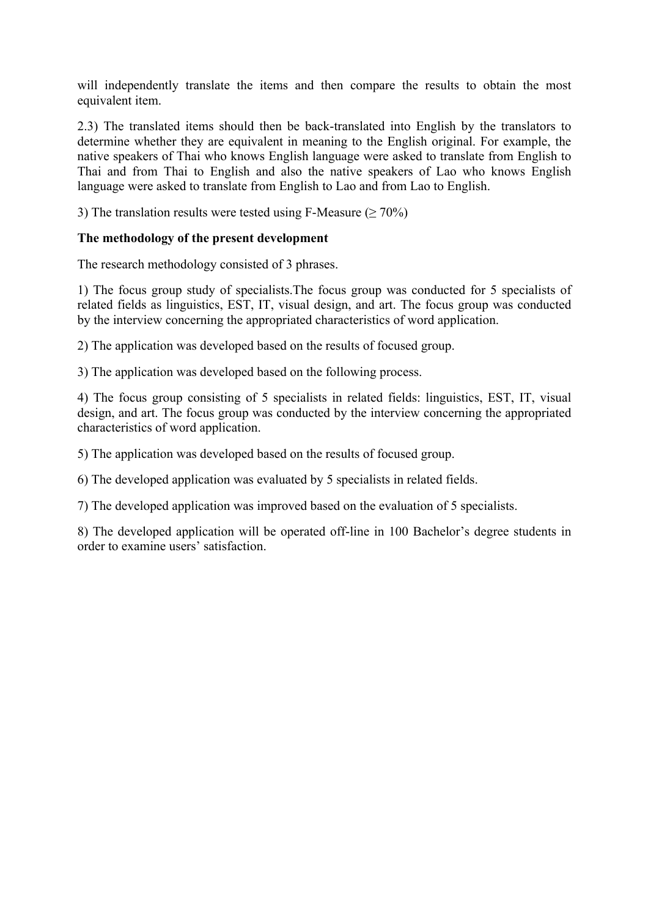will independently translate the items and then compare the results to obtain the most equivalent item.

2.3) The translated items should then be back-translated into English by the translators to determine whether they are equivalent in meaning to the English original. For example, the native speakers of Thai who knows English language were asked to translate from English to Thai and from Thai to English and also the native speakers of Lao who knows English language were asked to translate from English to Lao and from Lao to English.

3) The translation results were tested using F-Measure (≥ 70%)

**The methodology of the present development**

The research methodology consisted of 3 phrases.

1) The focus group study of specialists.The focus group was conducted for 5 specialists of related fields as linguistics, EST, IT, visual design, and art. The focus group was conducted by the interview concerning the appropriated characteristics of word application.

2) The application was developed based on the results of focused group.

3) The application was developed based on the following process.

4) The focus group consisting of 5 specialists in related fields: linguistics, EST, IT, visual design, and art. The focus group was conducted by the interview concerning the appropriated characteristics of word application.

5) The application was developed based on the results of focused group.

6) The developed application was evaluated by 5 specialists in related fields.

7) The developed application was improved based on the evaluation of 5 specialists.

8) The developed application will be operated off-line in 100 Bachelor's degree students in order to examine users' satisfaction.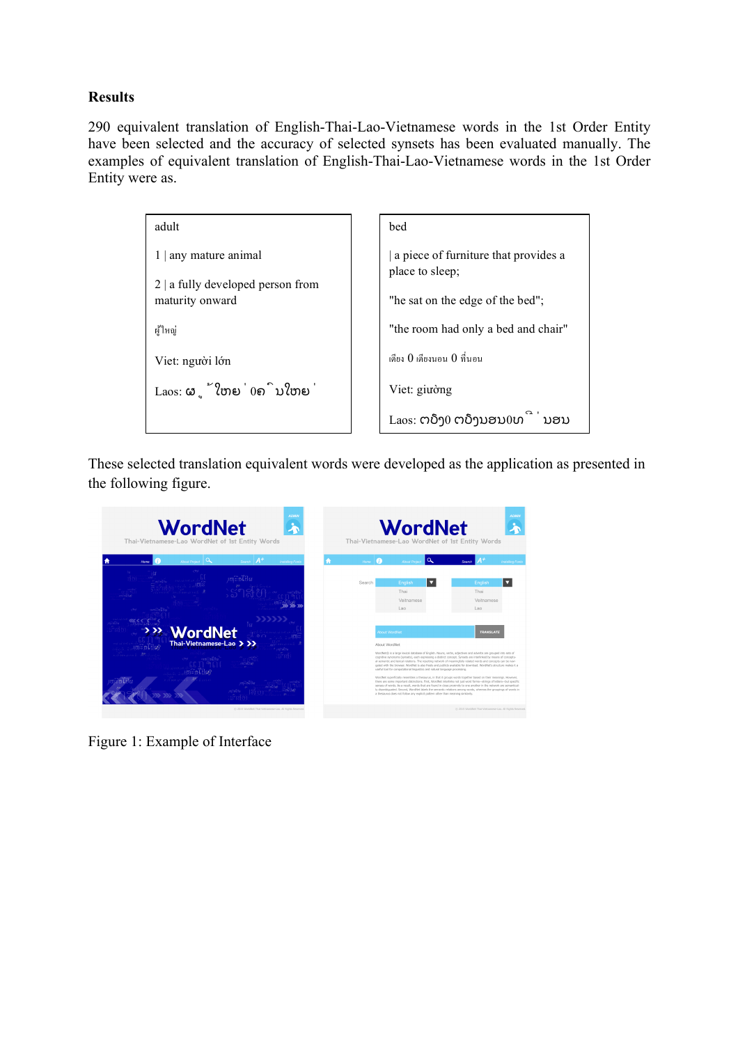## Results

290 equivalent translation of English-Thai-Lao-Vietnamese words in the 1st Order Entity have been selected and the accuracy of selected synsets has been evaluated manually. The examples of equivalent translation of English-Thai-Lao-Vietnamese words in the 1st Order Entity were as.

| adult<br><br>1 \| any mature animal<br><br>2 \| a fully developed person from maturity onward<br><br>ผู้ใหญ่<br><br>Viet: người lớn<br><br>Laos: ຜູ້ໃຫຍ່ 0ຄົນໃຫຍ່ | bed<br><br>\| a piece of furniture that provides a place to sleep;<br><br>"he sat on the edge of the bed";<br><br>"the room had only a bed and chair"<br><br>เตียง 0 เตียงนอน 0 ที่นอน<br><br>Viet: giường<br><br>Laos: ຕຽງ0 ຕຽງນອນ0ທີ່ນອນ |
|---|---|

These selected translation equivalent words were developed as the application as presented in the following figure.

Figure 1: Example of Interface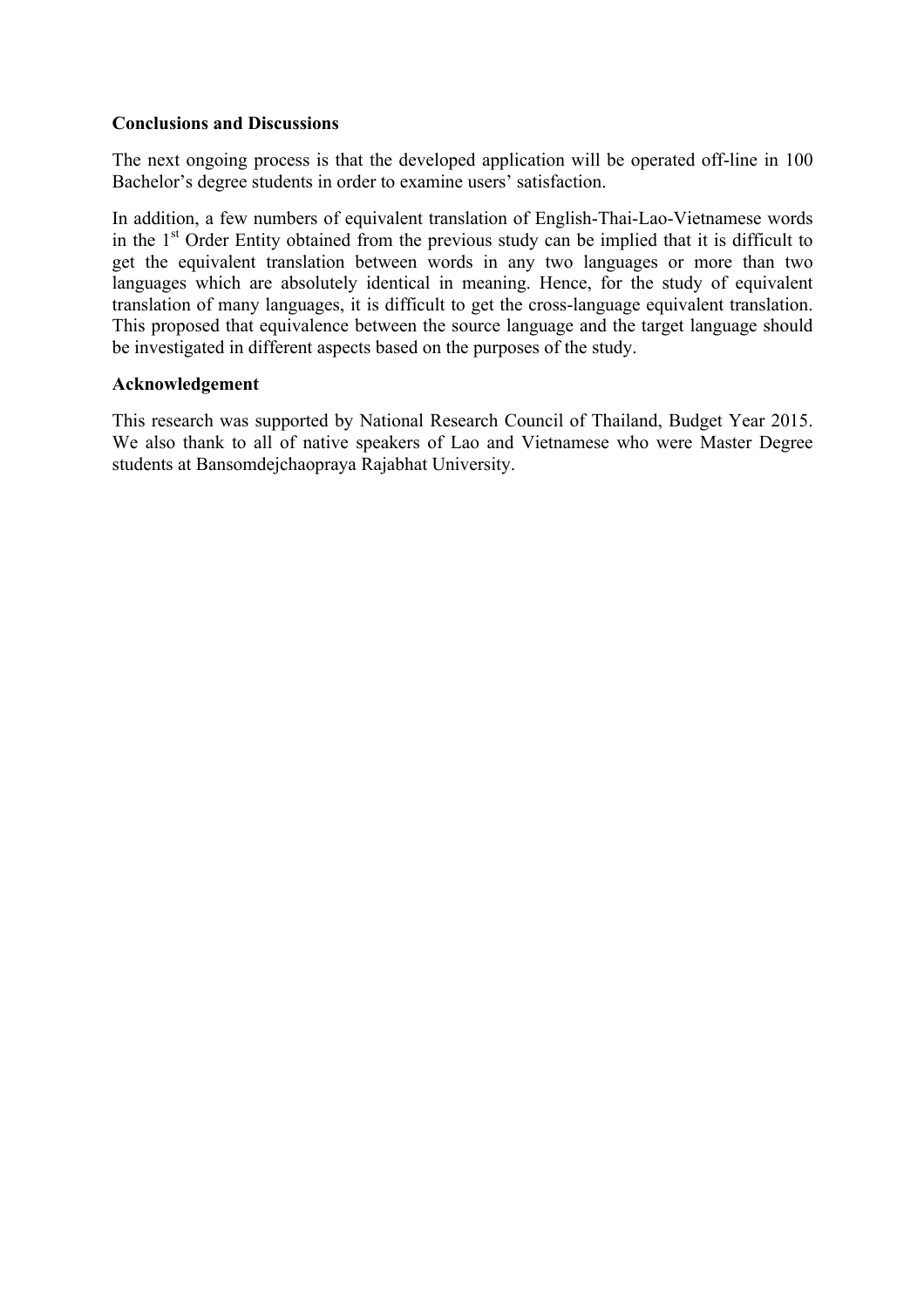## Conclusions and Discussions

The next ongoing process is that the developed application will be operated off-line in 100 Bachelor's degree students in order to examine users' satisfaction.

In addition, a few numbers of equivalent translation of English-Thai-Lao-Vietnamese words in the 1st Order Entity obtained from the previous study can be implied that it is difficult to get the equivalent translation between words in any two languages or more than two languages which are absolutely identical in meaning. Hence, for the study of equivalent translation of many languages, it is difficult to get the cross-language equivalent translation. This proposed that equivalence between the source language and the target language should be investigated in different aspects based on the purposes of the study.

## Acknowledgement

This research was supported by National Research Council of Thailand, Budget Year 2015. We also thank to all of native speakers of Lao and Vietnamese who were Master Degree students at Bansomdejchaopraya Rajabhat University.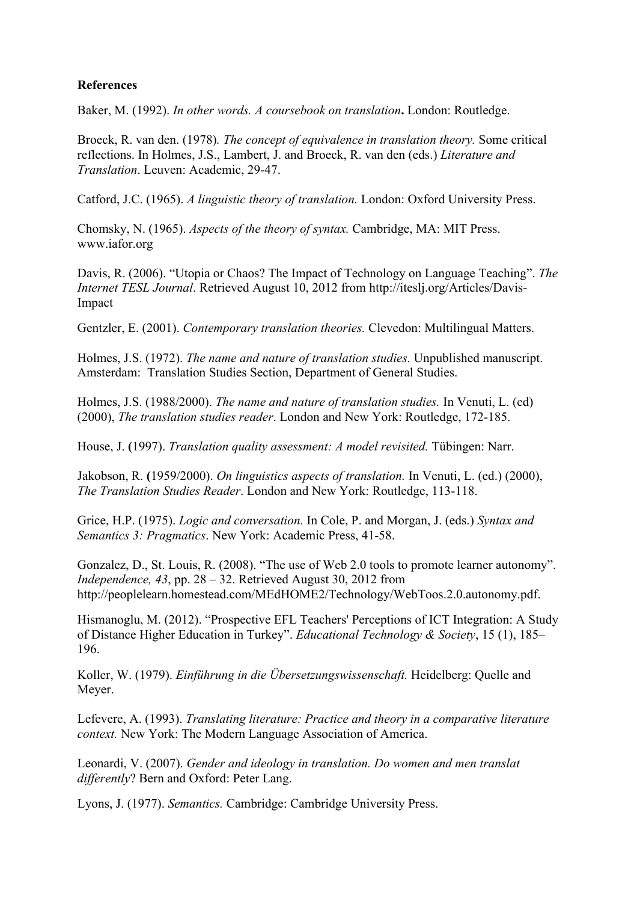**References**

Baker, M. (1992). *In other words. A coursebook on translation***.** London: Routledge.

Broeck, R. van den. (1978)*. The concept of equivalence in translation theory.* Some critical reflections. In Holmes, J.S., Lambert, J. and Broeck, R. van den (eds.) *Literature and Translation*. Leuven: Academic, 29-47.

Catford, J.C. (1965). *A linguistic theory of translation.* London: Oxford University Press.

Chomsky, N. (1965). *Aspects of the theory of syntax.* Cambridge, MA: MIT Press. www.iafor.org

Davis, R. (2006). "Utopia or Chaos? The Impact of Technology on Language Teaching". *The Internet TESL Journal*. Retrieved August 10, 2012 from http://iteslj.org/Articles/Davis-Impact

Gentzler, E. (2001). *Contemporary translation theories.* Clevedon: Multilingual Matters.

Holmes, J.S. (1972). *The name and nature of translation studies.* Unpublished manuscript. Amsterdam: Translation Studies Section, Department of General Studies.

Holmes, J.S. (1988/2000). *The name and nature of translation studies.* In Venuti, L. (ed) (2000), *The translation studies reader*. London and New York: Routledge, 172-185.

House, J. **(**1997). *Translation quality assessment: A model revisited.* Tübingen: Narr.

Jakobson, R. **(**1959/2000). *On linguistics aspects of translation.* In Venuti, L. (ed.) (2000), *The Translation Studies Reader*. London and New York: Routledge, 113-118.

Grice, H.P. (1975). *Logic and conversation.* In Cole, P. and Morgan, J. (eds.) *Syntax and Semantics 3: Pragmatics*. New York: Academic Press, 41-58.

Gonzalez, D., St. Louis, R. (2008). "The use of Web 2.0 tools to promote learner autonomy". *Independence, 43*, pp. 28 – 32. Retrieved August 30, 2012 from http://peoplelearn.homestead.com/MEdHOME2/Technology/WebToos.2.0.autonomy.pdf.

Hismanoglu, M. (2012). "Prospective EFL Teachers' Perceptions of ICT Integration: A Study of Distance Higher Education in Turkey". *Educational Technology & Society*, 15 (1), 185–196.

Koller, W. (1979). *Einführung in die Übersetzungswissenschaft.* Heidelberg: Quelle and Meyer.

Lefevere, A. (1993). *Translating literature: Practice and theory in a comparative literature context.* New York: The Modern Language Association of America.

Leonardi, V. (2007). *Gender and ideology in translation. Do women and men translat differently*? Bern and Oxford: Peter Lang.

Lyons, J. (1977). *Semantics.* Cambridge: Cambridge University Press.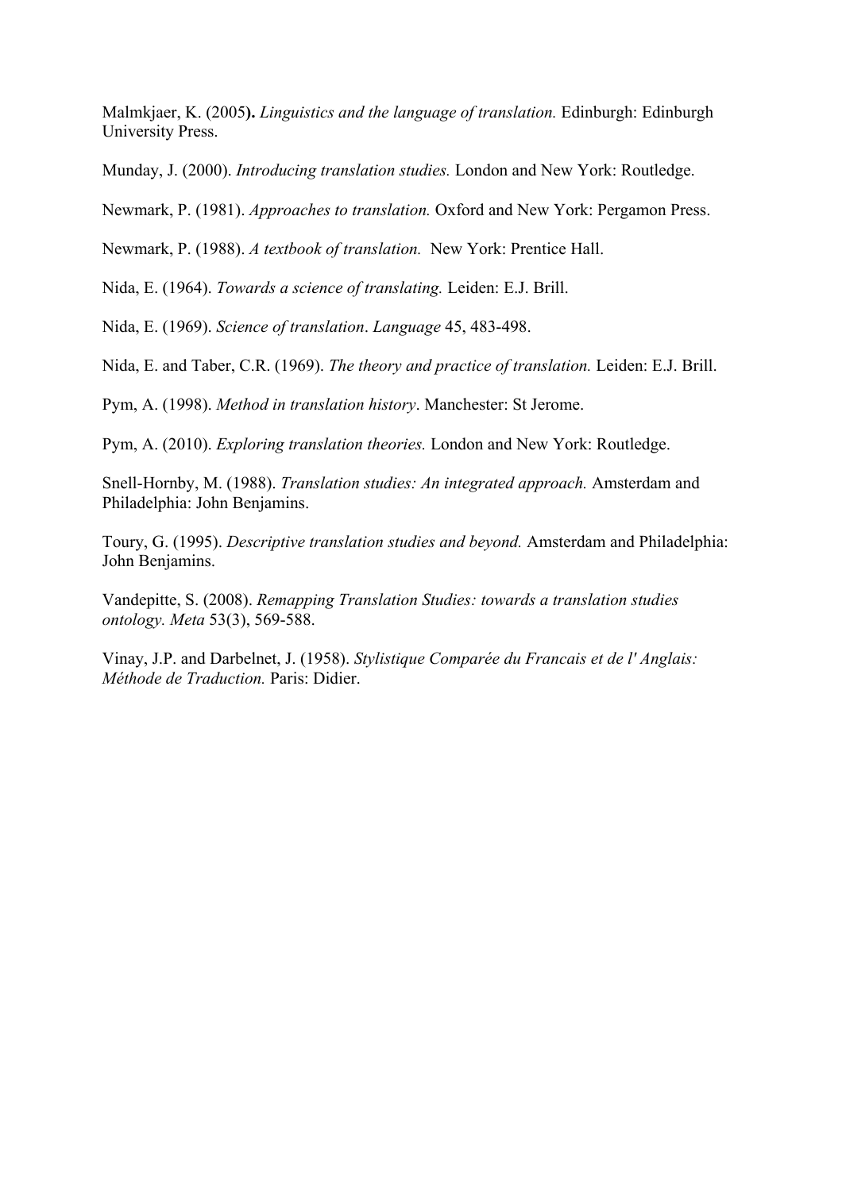Malmkjaer, K. (2005**).** *Linguistics and the language of translation.* Edinburgh: Edinburgh University Press.

Munday, J. (2000). *Introducing translation studies.* London and New York: Routledge.

Newmark, P. (1981). *Approaches to translation.* Oxford and New York: Pergamon Press.

Newmark, P. (1988). *A textbook of translation.* New York: Prentice Hall.

Nida, E. (1964). *Towards a science of translating.* Leiden: E.J. Brill.

Nida, E. (1969). *Science of translation*. *Language* 45, 483-498.

Nida, E. and Taber, C.R. (1969). *The theory and practice of translation.* Leiden: E.J. Brill.

Pym, A. (1998). *Method in translation history*. Manchester: St Jerome.

Pym, A. (2010). *Exploring translation theories.* London and New York: Routledge.

Snell-Hornby, M. (1988). *Translation studies: An integrated approach.* Amsterdam and Philadelphia: John Benjamins.

Toury, G. (1995). *Descriptive translation studies and beyond.* Amsterdam and Philadelphia: John Benjamins.

Vandepitte, S. (2008). *Remapping Translation Studies: towards a translation studies ontology. Meta* 53(3), 569-588.

Vinay, J.P. and Darbelnet, J. (1958). *Stylistique Comparée du Francais et de l' Anglais: Méthode de Traduction.* Paris: Didier.